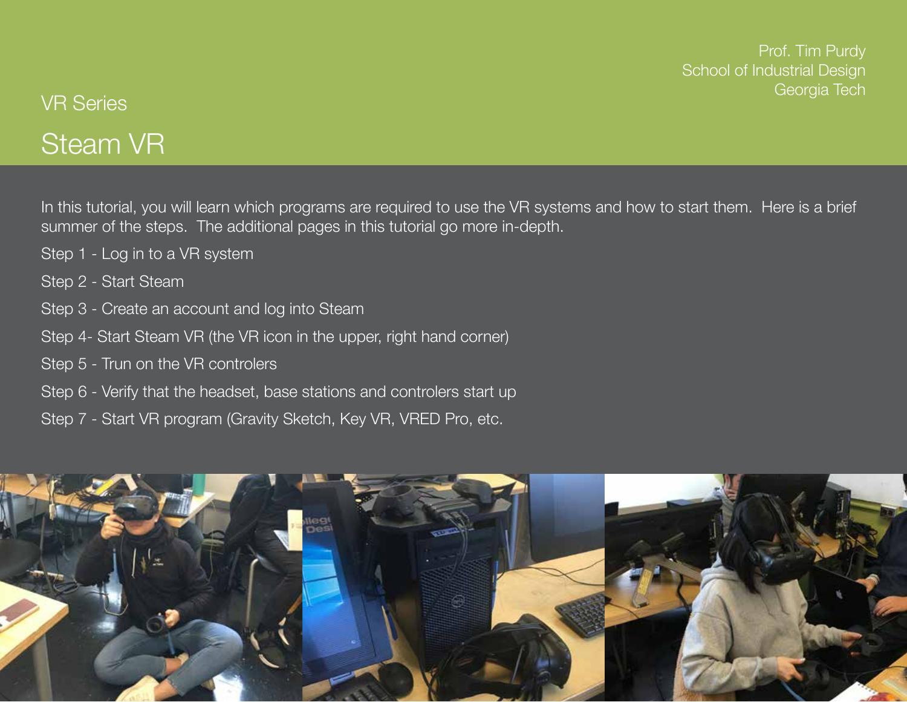Prof. Tim Purdy
School of Industrial Design
Georgia Tech

VR Series

# Steam VR

In this tutorial, you will learn which programs are required to use the VR systems and how to start them.  Here is a brief summer of the steps.  The additional pages in this tutorial go more in-depth.

Step 1 - Log in to a VR system

Step 2 - Start Steam

Step 3 - Create an account and log into Steam

Step 4- Start Steam VR (the VR icon in the upper, right hand corner)

Step 5 - Trun on the VR controlers

Step 6 - Verify that the headset, base stations and controlers start up

Step 7 - Start VR program (Gravity Sketch, Key VR, VRED Pro, etc.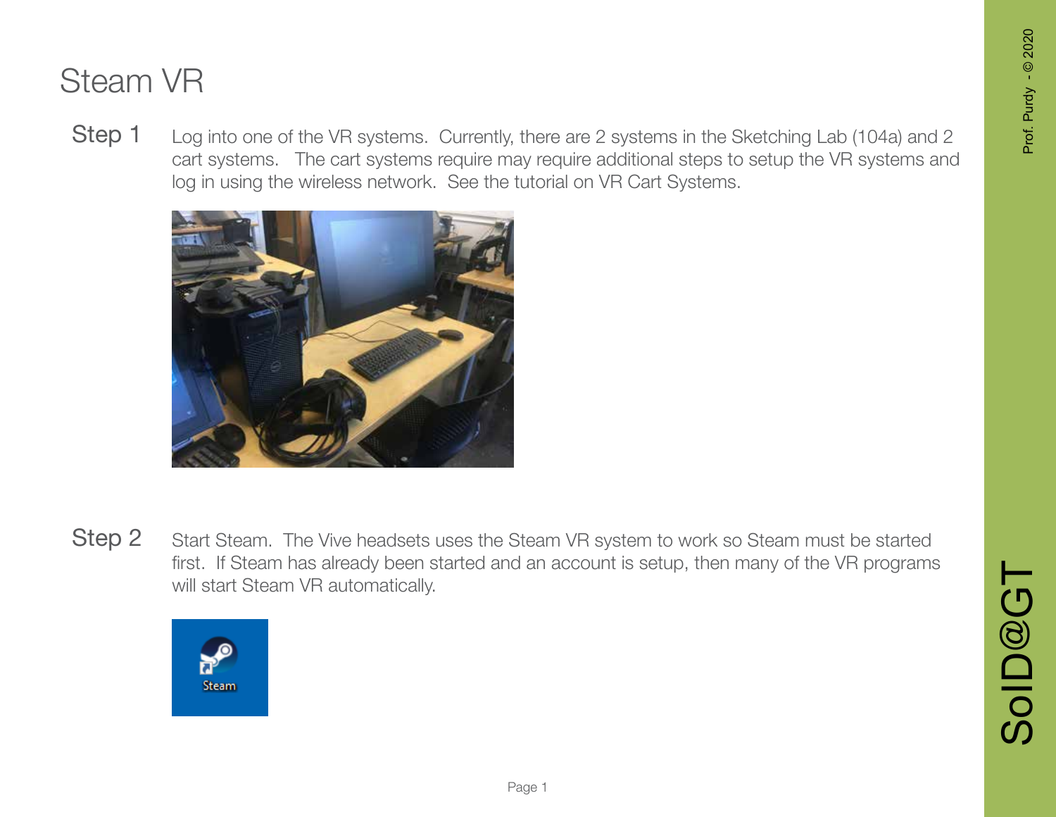# Steam VR

**Step 1** Log into one of the VR systems. Currently, there are 2 systems in the Sketching Lab (104a) and 2 cart systems. The cart systems require may require additional steps to setup the VR systems and log in using the wireless network. See the tutorial on VR Cart Systems.

**Step 2** Start Steam. The Vive headsets uses the Steam VR system to work so Steam must be started first. If Steam has already been started and an account is setup, then many of the VR programs will start Steam VR automatically.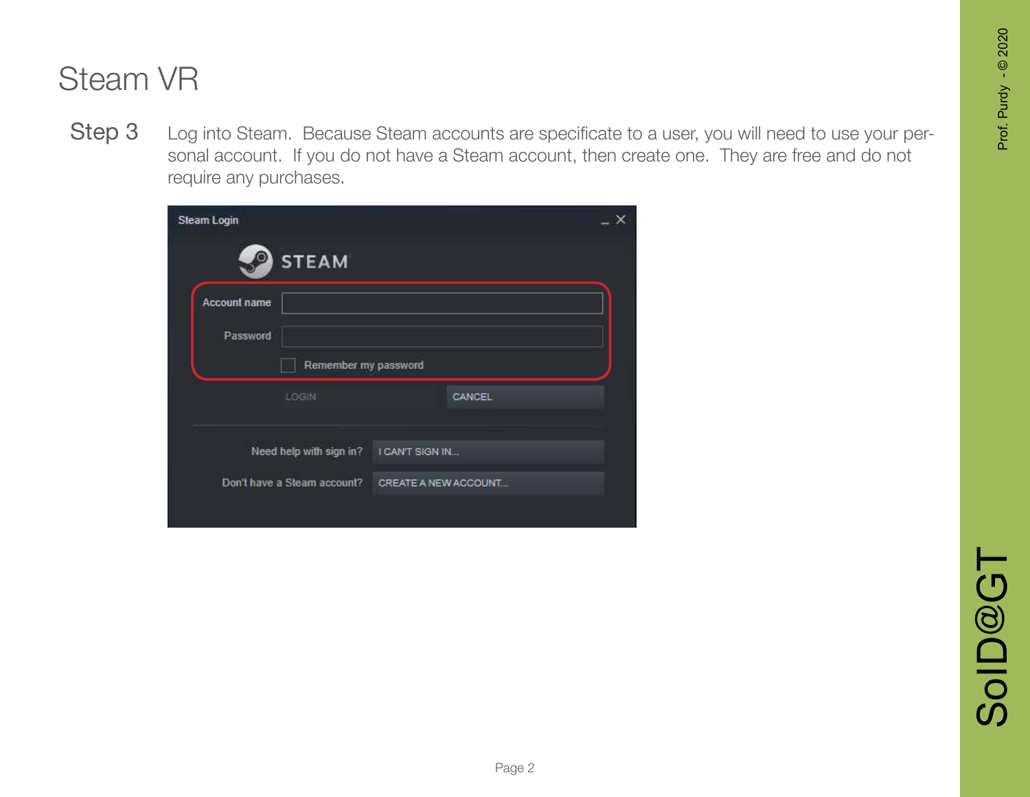# Steam VR

**Step 3** Log into Steam. Because Steam accounts are specificate to a user, you will need to use your personal account. If you do not have a Steam account, then create one. They are free and do not require any purchases.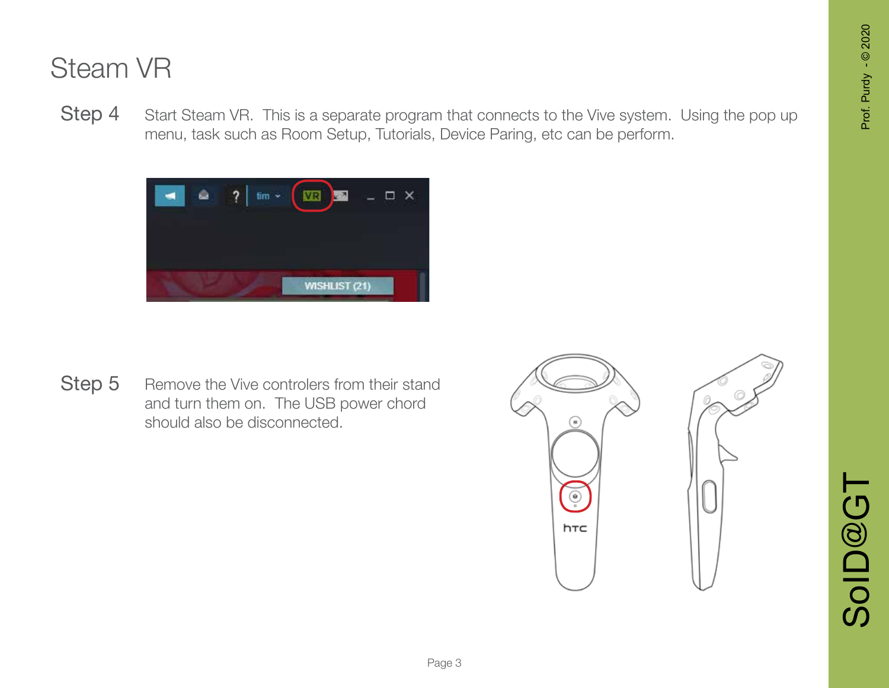# Steam VR

**Step 4** Start Steam VR. This is a separate program that connects to the Vive system. Using the pop up menu, task such as Room Setup, Tutorials, Device Paring, etc can be perform.

**Step 5** Remove the Vive controlers from their stand and turn them on. The USB power chord should also be disconnected.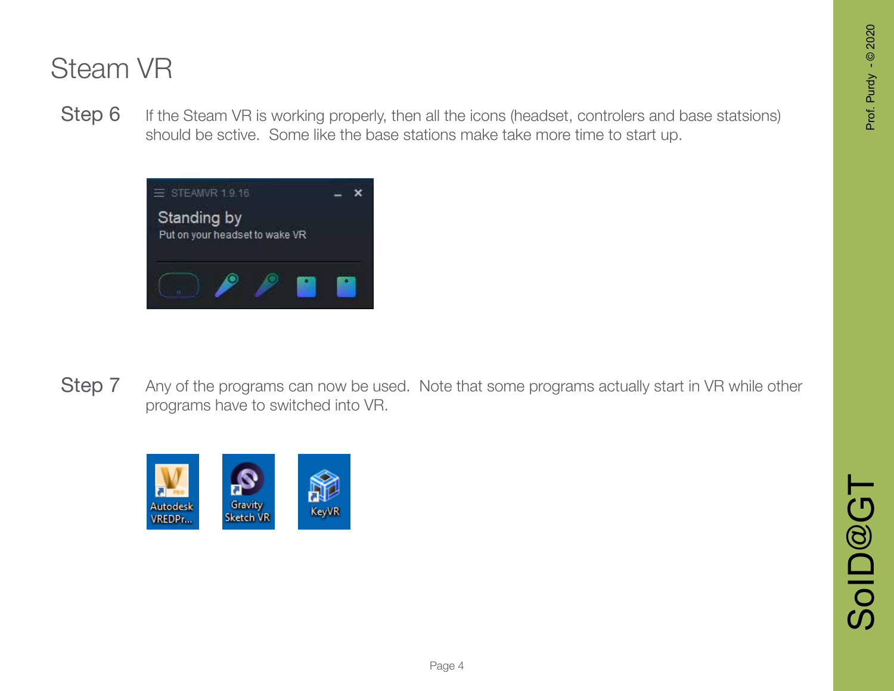# Steam VR

**Step 6** If the Steam VR is working properly, then all the icons (headset, controlers and base statsions) should be sctive. Some like the base stations make take more time to start up.

**Step 7** Any of the programs can now be used. Note that some programs actually start in VR while other programs have to switched into VR.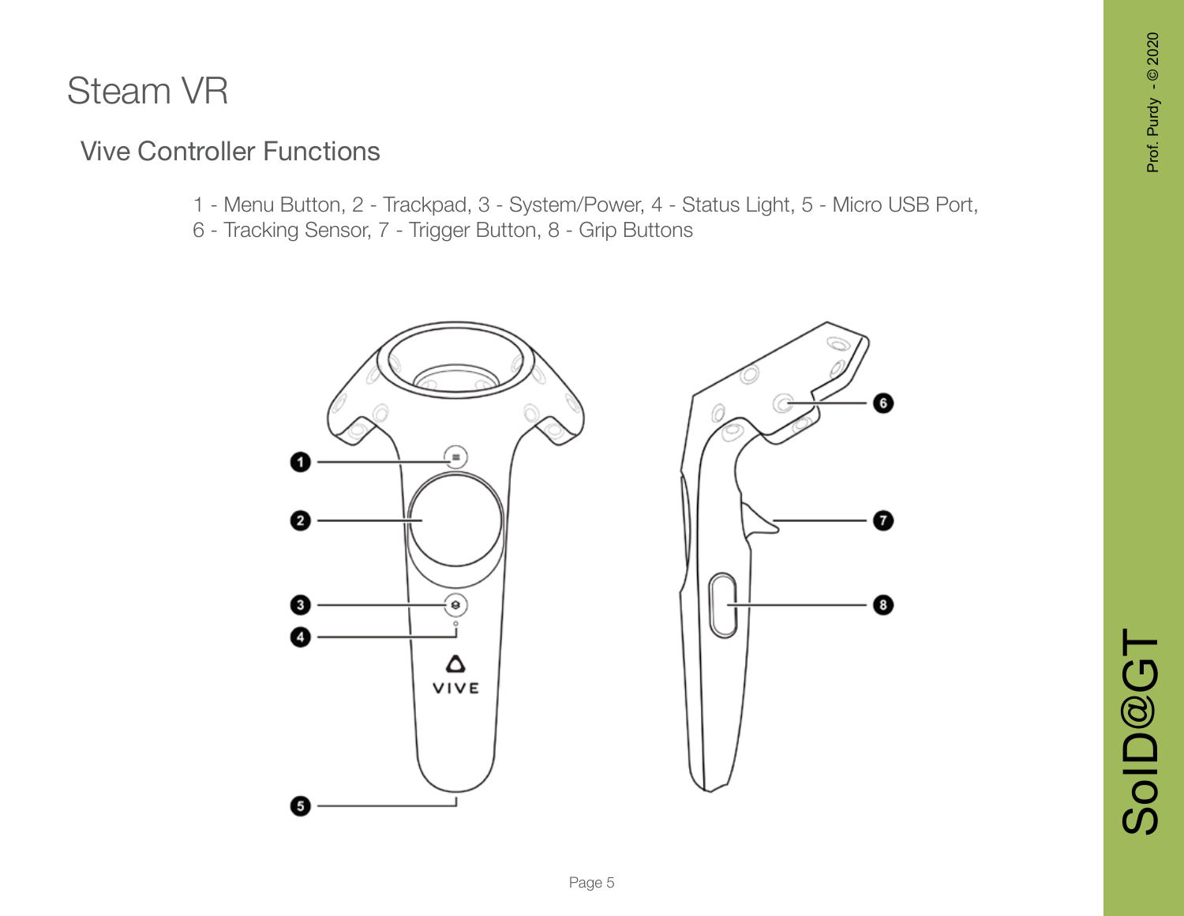# Steam VR

## Vive Controller Functions

1 - Menu Button, 2 - Trackpad, 3 - System/Power, 4 - Status Light, 5 - Micro USB Port, 6 - Tracking Sensor, 7 - Trigger Button, 8 - Grip Buttons